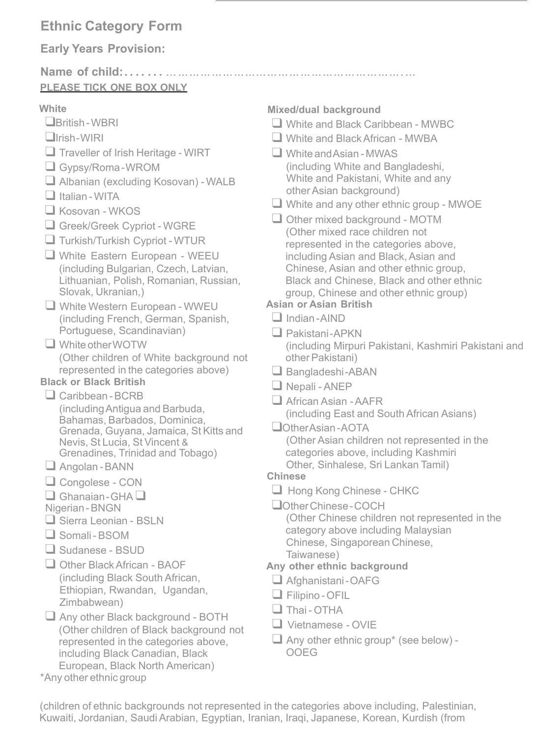# Ethnic Category Form

**Early Years Provision:**

**Name of child:**…………………………………………………………………

**PLEASE TICK ONE BOX ONLY**

**White**

- ❑ British - WBRI
- ❑ Irish - WIRI
- ❑ Traveller of Irish Heritage - WIRT
- ❑ Gypsy/Roma - WROM
- ❑ Albanian (excluding Kosovan) - WALB
- ❑ Italian - WITA
- ❑ Kosovan - WKOS
- ❑ Greek/Greek Cypriot - WGRE
- ❑ Turkish/Turkish Cypriot - WTUR
- ❑ White Eastern European - WEEU (including Bulgarian, Czech, Latvian, Lithuanian, Polish, Romanian, Russian, Slovak, Ukranian,)
- ❑ White Western European - WWEU (including French, German, Spanish, Portuguese, Scandinavian)
- ❑ White other WOTW (Other children of White background not represented in the categories above)

**Black or Black British**

- ❑ Caribbean - BCRB (including Antigua and Barbuda, Bahamas, Barbados, Dominica, Grenada, Guyana, Jamaica, St Kitts and Nevis, St Lucia, St Vincent & Grenadines, Trinidad and Tobago)
- ❑ Angolan - BANN
- ❑ Congolese - CON
- ❑ Ghanaian - GHA
- ❑ Nigerian - BNGN
- ❑ Sierra Leonian - BSLN
- ❑ Somali - BSOM
- ❑ Sudanese - BSUD
- ❑ Other Black African - BAOF (including Black South African, Ethiopian, Rwandan, Ugandan, Zimbabwean)
- ❑ Any other Black background - BOTH (Other children of Black background not represented in the categories above, including Black Canadian, Black European, Black North American)

**Mixed/dual background**

- ❑ White and Black Caribbean - MWBC
- ❑ White and Black African - MWBA
- ❑ White and Asian - MWAS (including White and Bangladeshi, White and Pakistani, White and any other Asian background)
- ❑ White and any other ethnic group - MWOE
- ❑ Other mixed background - MOTM (Other mixed race children not represented in the categories above, including Asian and Black, Asian and Chinese, Asian and other ethnic group, Black and Chinese, Black and other ethnic group, Chinese and other ethnic group)

**Asian or Asian British**

- ❑ Indian - AIND
- ❑ Pakistani - APKN (including Mirpuri Pakistani, Kashmiri Pakistani and other Pakistani)
- ❑ Bangladeshi - ABAN
- ❑ Nepali - ANEP
- ❑ African Asian - AAFR (including East and South African Asians)
- ❑ Other Asian - AOTA (Other Asian children not represented in the categories above, including Kashmiri Other, Sinhalese, Sri Lankan Tamil)

**Chinese**

- ❑ Hong Kong Chinese - CHKC
- ❑ Other Chinese - COCH (Other Chinese children not represented in the category above including Malaysian Chinese, Singaporean Chinese, Taiwanese)

**Any other ethnic background**

- ❑ Afghanistani - OAFG
- ❑ Filipino - OFIL
- ❑ Thai - OTHA
- ❑ Vietnamese - OVIE
- ❑ Any other ethnic group* (see below) - OOEG

*Any other ethnic group

(children of ethnic backgrounds not represented in the categories above including, Palestinian, Kuwaiti, Jordanian, Saudi Arabian, Egyptian, Iranian, Iraqi, Japanese, Korean, Kurdish (from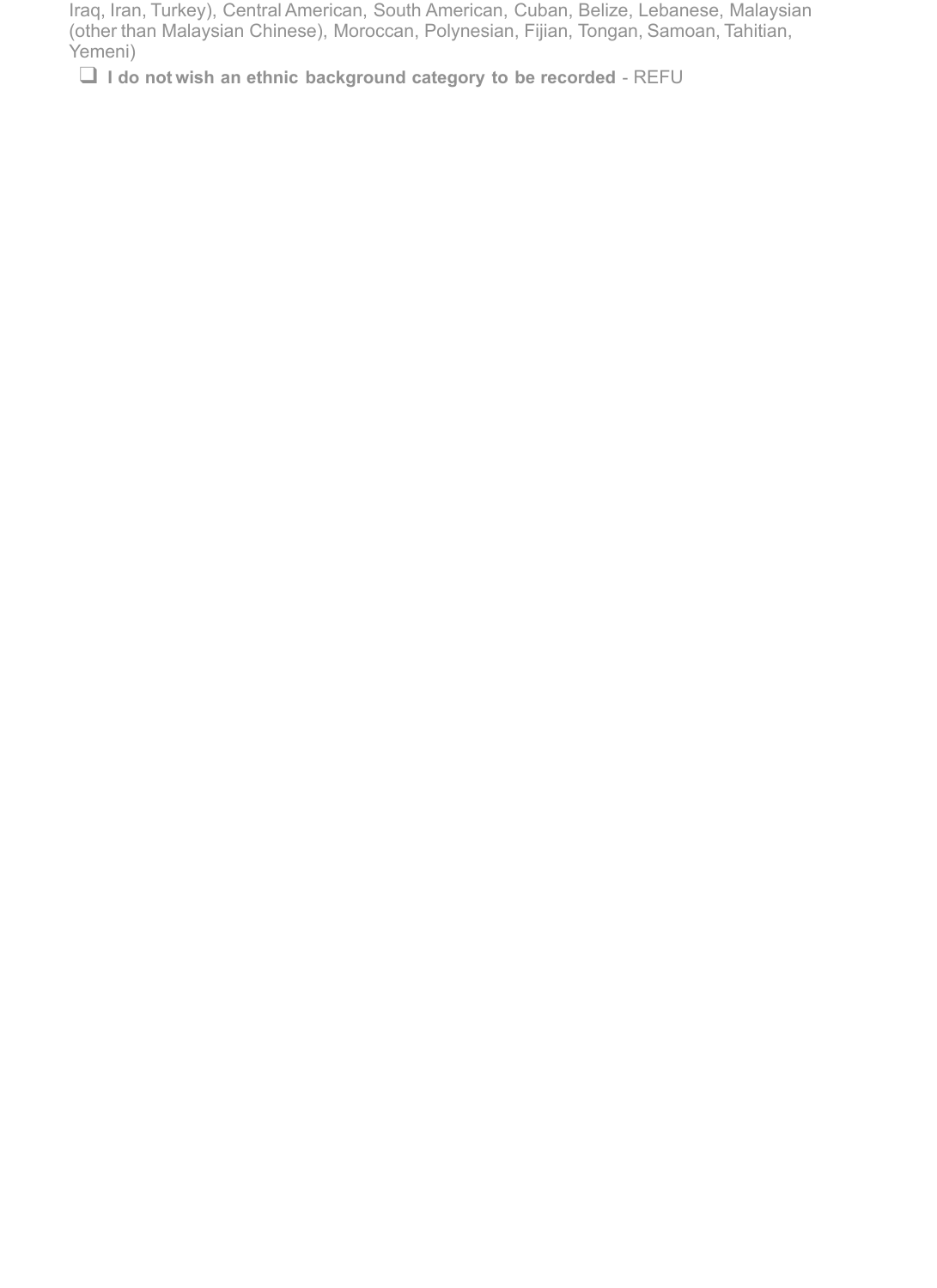Iraq, Iran, Turkey), Central American, South American, Cuban, Belize, Lebanese, Malaysian (other than Malaysian Chinese), Moroccan, Polynesian, Fijian, Tongan, Samoan, Tahitian, Yemeni)

- ❑ **I do not wish an ethnic background category to be recorded** - REFU